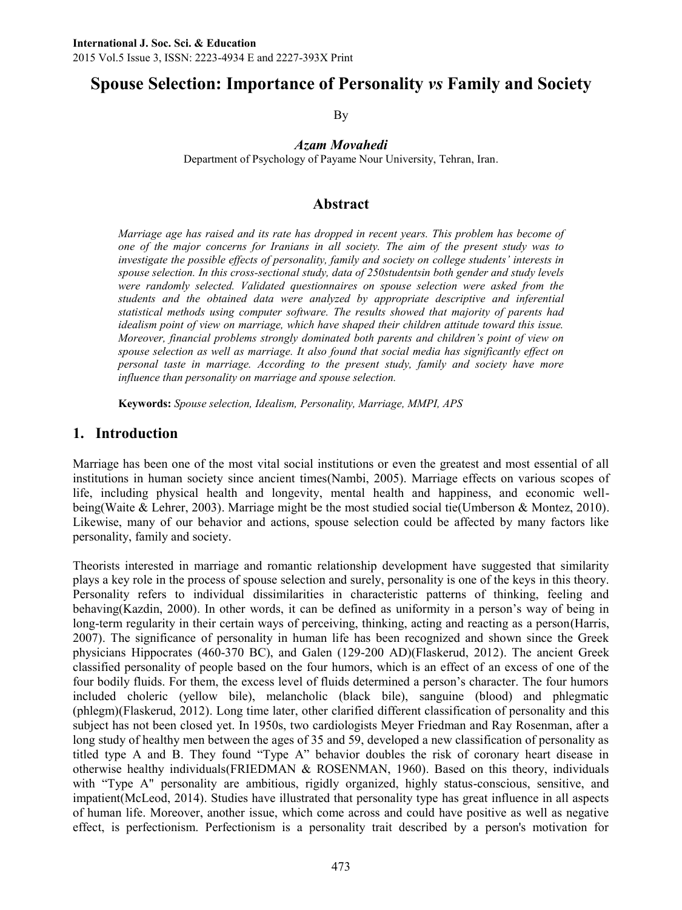# Spouse Selection: Importance of Personality *vs* Family and Society

By

***Azam Movahedi***

Department of Psychology of Payame Nour University, Tehran, Iran.

## Abstract

*Marriage age has raised and its rate has dropped in recent years. This problem has become of one of the major concerns for Iranians in all society. The aim of the present study was to investigate the possible effects of personality, family and society on college students' interests in spouse selection. In this cross-sectional study, data of 250studentsin both gender and study levels were randomly selected. Validated questionnaires on spouse selection were asked from the students and the obtained data were analyzed by appropriate descriptive and inferential statistical methods using computer software. The results showed that majority of parents had idealism point of view on marriage, which have shaped their children attitude toward this issue. Moreover, financial problems strongly dominated both parents and children's point of view on spouse selection as well as marriage. It also found that social media has significantly effect on personal taste in marriage. According to the present study, family and society have more influence than personality on marriage and spouse selection.*

**Keywords:** *Spouse selection, Idealism, Personality, Marriage, MMPI, APS*

## 1. Introduction

Marriage has been one of the most vital social institutions or even the greatest and most essential of all institutions in human society since ancient times(Nambi, 2005). Marriage effects on various scopes of life, including physical health and longevity, mental health and happiness, and economic well-being(Waite & Lehrer, 2003). Marriage might be the most studied social tie(Umberson & Montez, 2010). Likewise, many of our behavior and actions, spouse selection could be affected by many factors like personality, family and society.

Theorists interested in marriage and romantic relationship development have suggested that similarity plays a key role in the process of spouse selection and surely, personality is one of the keys in this theory. Personality refers to individual dissimilarities in characteristic patterns of thinking, feeling and behaving(Kazdin, 2000). In other words, it can be defined as uniformity in a person's way of being in long-term regularity in their certain ways of perceiving, thinking, acting and reacting as a person(Harris, 2007). The significance of personality in human life has been recognized and shown since the Greek physicians Hippocrates (460-370 BC), and Galen (129-200 AD)(Flaskerud, 2012). The ancient Greek classified personality of people based on the four humors, which is an effect of an excess of one of the four bodily fluids. For them, the excess level of fluids determined a person's character. The four humors included choleric (yellow bile), melancholic (black bile), sanguine (blood) and phlegmatic (phlegm)(Flaskerud, 2012). Long time later, other clarified different classification of personality and this subject has not been closed yet. In 1950s, two cardiologists Meyer Friedman and Ray Rosenman, after a long study of healthy men between the ages of 35 and 59, developed a new classification of personality as titled type A and B. They found "Type A" behavior doubles the risk of coronary heart disease in otherwise healthy individuals(FRIEDMAN & ROSENMAN, 1960). Based on this theory, individuals with "Type A" personality are ambitious, rigidly organized, highly status-conscious, sensitive, and impatient(McLeod, 2014). Studies have illustrated that personality type has great influence in all aspects of human life. Moreover, another issue, which come across and could have positive as well as negative effect, is perfectionism. Perfectionism is a personality trait described by a person's motivation for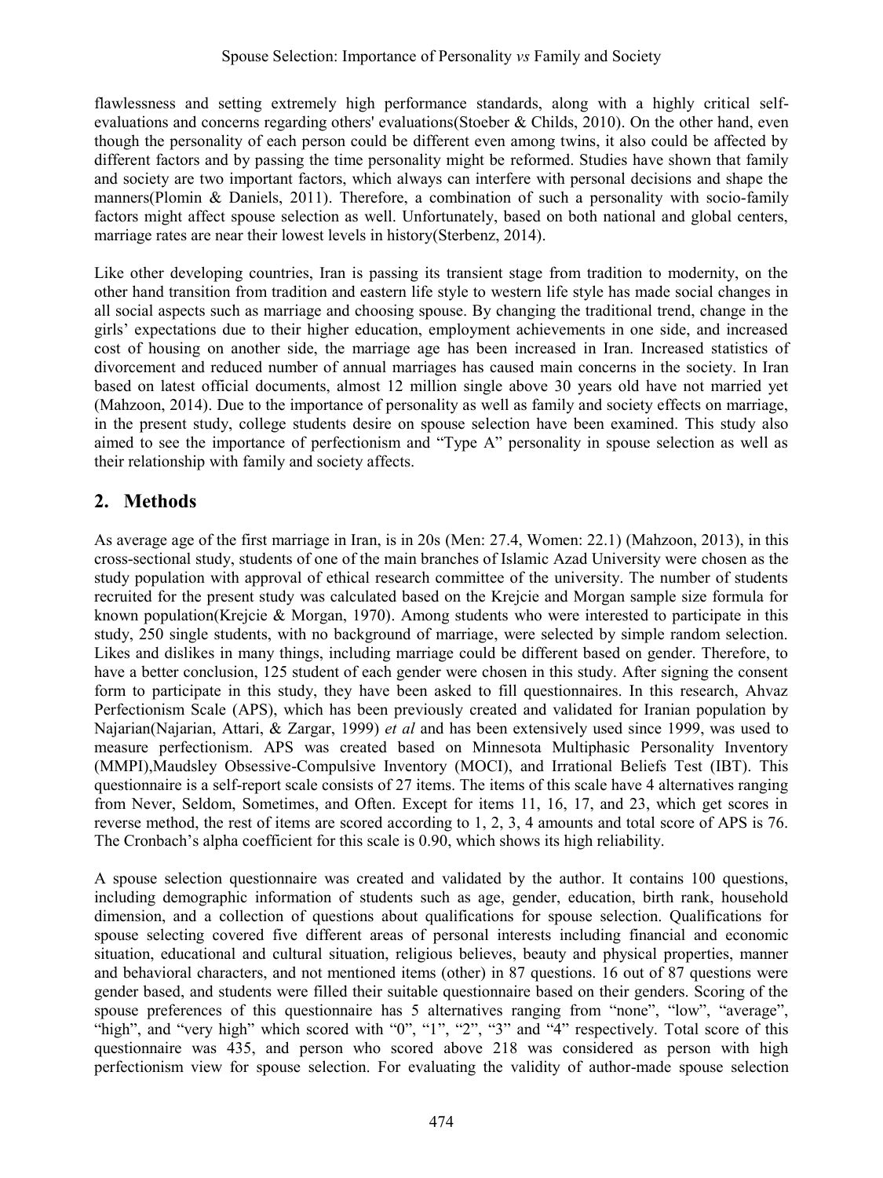flawlessness and setting extremely high performance standards, along with a highly critical self-evaluations and concerns regarding others' evaluations(Stoeber & Childs, 2010). On the other hand, even though the personality of each person could be different even among twins, it also could be affected by different factors and by passing the time personality might be reformed. Studies have shown that family and society are two important factors, which always can interfere with personal decisions and shape the manners(Plomin & Daniels, 2011). Therefore, a combination of such a personality with socio-family factors might affect spouse selection as well. Unfortunately, based on both national and global centers, marriage rates are near their lowest levels in history(Sterbenz, 2014).

Like other developing countries, Iran is passing its transient stage from tradition to modernity, on the other hand transition from tradition and eastern life style to western life style has made social changes in all social aspects such as marriage and choosing spouse. By changing the traditional trend, change in the girls' expectations due to their higher education, employment achievements in one side, and increased cost of housing on another side, the marriage age has been increased in Iran. Increased statistics of divorcement and reduced number of annual marriages has caused main concerns in the society. In Iran based on latest official documents, almost 12 million single above 30 years old have not married yet (Mahzoon, 2014). Due to the importance of personality as well as family and society effects on marriage, in the present study, college students desire on spouse selection have been examined. This study also aimed to see the importance of perfectionism and "Type A" personality in spouse selection as well as their relationship with family and society affects.

## 2. Methods

As average age of the first marriage in Iran, is in 20s (Men: 27.4, Women: 22.1) (Mahzoon, 2013), in this cross-sectional study, students of one of the main branches of Islamic Azad University were chosen as the study population with approval of ethical research committee of the university. The number of students recruited for the present study was calculated based on the Krejcie and Morgan sample size formula for known population(Krejcie & Morgan, 1970). Among students who were interested to participate in this study, 250 single students, with no background of marriage, were selected by simple random selection. Likes and dislikes in many things, including marriage could be different based on gender. Therefore, to have a better conclusion, 125 student of each gender were chosen in this study. After signing the consent form to participate in this study, they have been asked to fill questionnaires. In this research, Ahvaz Perfectionism Scale (APS), which has been previously created and validated for Iranian population by Najarian(Najarian, Attari, & Zargar, 1999) *et al* and has been extensively used since 1999, was used to measure perfectionism. APS was created based on Minnesota Multiphasic Personality Inventory (MMPI),Maudsley Obsessive-Compulsive Inventory (MOCI), and Irrational Beliefs Test (IBT). This questionnaire is a self-report scale consists of 27 items. The items of this scale have 4 alternatives ranging from Never, Seldom, Sometimes, and Often. Except for items 11, 16, 17, and 23, which get scores in reverse method, the rest of items are scored according to 1, 2, 3, 4 amounts and total score of APS is 76. The Cronbach's alpha coefficient for this scale is 0.90, which shows its high reliability.

A spouse selection questionnaire was created and validated by the author. It contains 100 questions, including demographic information of students such as age, gender, education, birth rank, household dimension, and a collection of questions about qualifications for spouse selection. Qualifications for spouse selecting covered five different areas of personal interests including financial and economic situation, educational and cultural situation, religious believes, beauty and physical properties, manner and behavioral characters, and not mentioned items (other) in 87 questions. 16 out of 87 questions were gender based, and students were filled their suitable questionnaire based on their genders. Scoring of the spouse preferences of this questionnaire has 5 alternatives ranging from "none", "low", "average", "high", and "very high" which scored with "0", "1", "2", "3" and "4" respectively. Total score of this questionnaire was 435, and person who scored above 218 was considered as person with high perfectionism view for spouse selection. For evaluating the validity of author-made spouse selection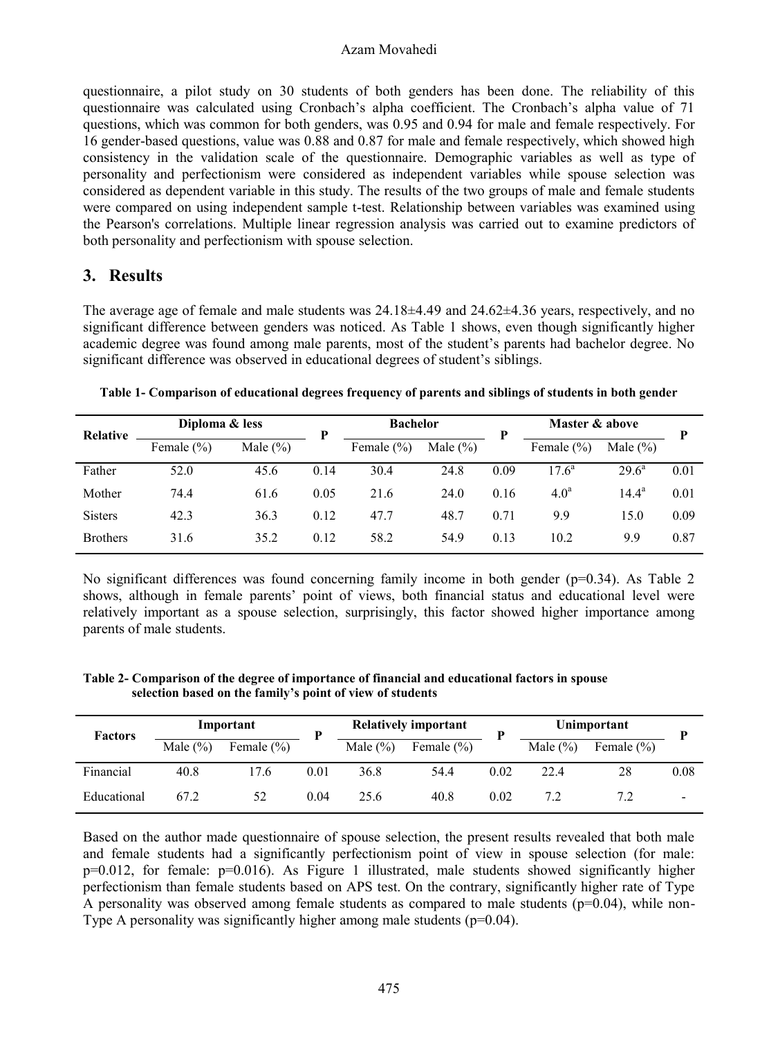questionnaire, a pilot study on 30 students of both genders has been done. The reliability of this questionnaire was calculated using Cronbach's alpha coefficient. The Cronbach's alpha value of 71 questions, which was common for both genders, was 0.95 and 0.94 for male and female respectively. For 16 gender-based questions, value was 0.88 and 0.87 for male and female respectively, which showed high consistency in the validation scale of the questionnaire. Demographic variables as well as type of personality and perfectionism were considered as independent variables while spouse selection was considered as dependent variable in this study. The results of the two groups of male and female students were compared on using independent sample t-test. Relationship between variables was examined using the Pearson's correlations. Multiple linear regression analysis was carried out to examine predictors of both personality and perfectionism with spouse selection.

## 3. Results

The average age of female and male students was 24.18±4.49 and 24.62±4.36 years, respectively, and no significant difference between genders was noticed. As Table 1 shows, even though significantly higher academic degree was found among male parents, most of the student's parents had bachelor degree. No significant difference was observed in educational degrees of student's siblings.

**Table 1- Comparison of educational degrees frequency of parents and siblings of students in both gender**

| Relative | Diploma & less | | P | Bachelor | | P | Master & above | | P |
|---|---|---|---|---|---|---|---|---|---|
| | Female (%) | Male (%) | | Female (%) | Male (%) | | Female (%) | Male (%) | |
| Father | 52.0 | 45.6 | 0.14 | 30.4 | 24.8 | 0.09 | 17.6[a] | 29.6[a] | 0.01 |
| Mother | 74.4 | 61.6 | 0.05 | 21.6 | 24.0 | 0.16 | 4.0[a] | 14.4[a] | 0.01 |
| Sisters | 42.3 | 36.3 | 0.12 | 47.7 | 48.7 | 0.71 | 9.9 | 15.0 | 0.09 |
| Brothers | 31.6 | 35.2 | 0.12 | 58.2 | 54.9 | 0.13 | 10.2 | 9.9 | 0.87 |

No significant differences was found concerning family income in both gender (p=0.34). As Table 2 shows, although in female parents' point of views, both financial status and educational level were relatively important as a spouse selection, surprisingly, this factor showed higher importance among parents of male students.

**Table 2- Comparison of the degree of importance of financial and educational factors in spouse selection based on the family's point of view of students**

| Factors | Important | | P | Relatively important | | P | Unimportant | | P |
|---|---|---|---|---|---|---|---|---|---|
| | Male (%) | Female (%) | | Male (%) | Female (%) | | Male (%) | Female (%) | |
| Financial | 40.8 | 17.6 | 0.01 | 36.8 | 54.4 | 0.02 | 22.4 | 28 | 0.08 |
| Educational | 67.2 | 52 | 0.04 | 25.6 | 40.8 | 0.02 | 7.2 | 7.2 | - |

Based on the author made questionnaire of spouse selection, the present results revealed that both male and female students had a significantly perfectionism point of view in spouse selection (for male: p=0.012, for female: p=0.016). As Figure 1 illustrated, male students showed significantly higher perfectionism than female students based on APS test. On the contrary, significantly higher rate of Type A personality was observed among female students as compared to male students (p=0.04), while non-Type A personality was significantly higher among male students (p=0.04).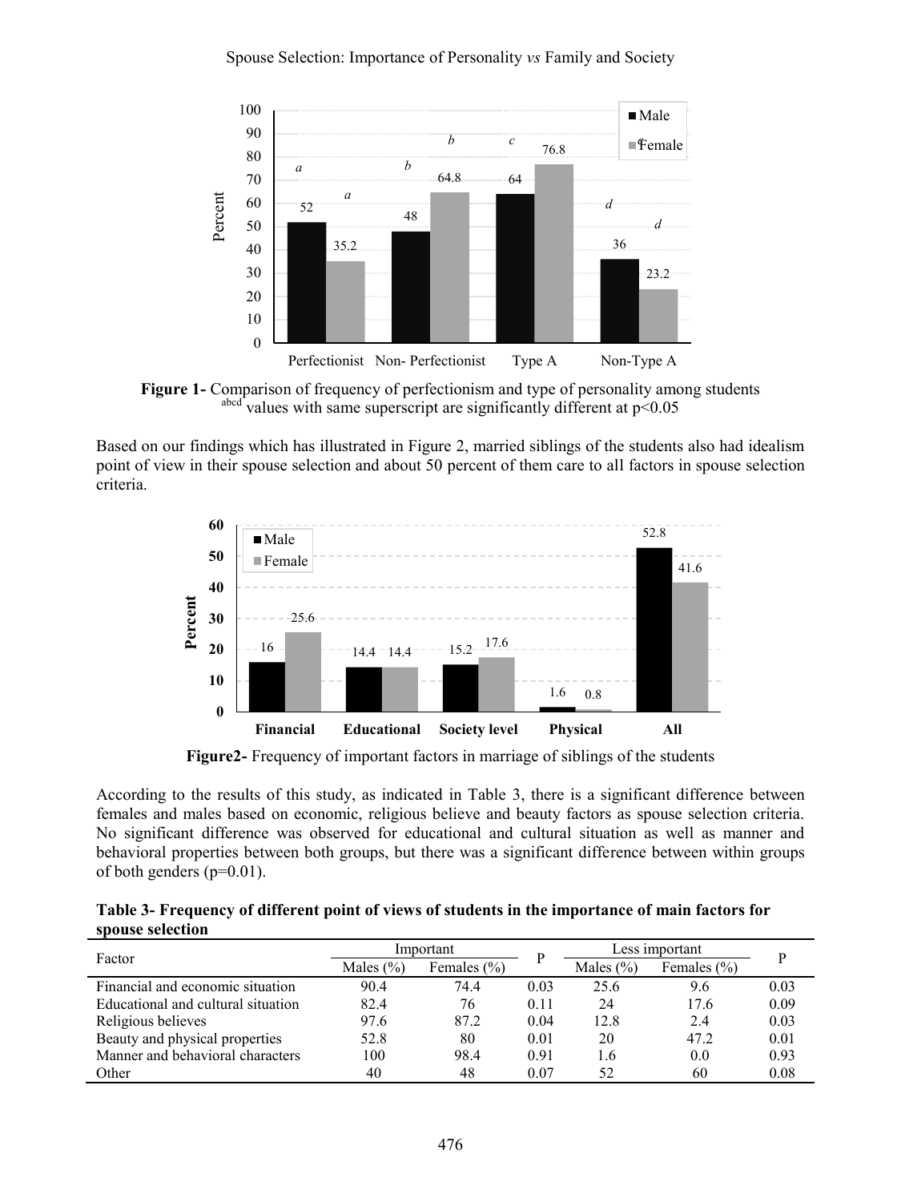**Figure 1-** Comparison of frequency of perfectionism and type of personality among students
[abcd] values with same superscript are significantly different at $p<0.05$

Based on our findings which has illustrated in Figure 2, married siblings of the students also had idealism point of view in their spouse selection and about 50 percent of them care to all factors in spouse selection criteria.

**Figure2-** Frequency of important factors in marriage of siblings of the students

According to the results of this study, as indicated in Table 3, there is a significant difference between females and males based on economic, religious believe and beauty factors as spouse selection criteria. No significant difference was observed for educational and cultural situation as well as manner and behavioral properties between both groups, but there was a significant difference between within groups of both genders (p=0.01).

**Table 3- Frequency of different point of views of students in the importance of main factors for spouse selection**

| Factor | Important | | P | Less important | | P |
|---|---|---|---|---|---|---|
| | Males (%) | Females (%) | | Males (%) | Females (%) | |
| Financial and economic situation | 90.4 | 74.4 | 0.03 | 25.6 | 9.6 | 0.03 |
| Educational and cultural situation | 82.4 | 76 | 0.11 | 24 | 17.6 | 0.09 |
| Religious believes | 97.6 | 87.2 | 0.04 | 12.8 | 2.4 | 0.03 |
| Beauty and physical properties | 52.8 | 80 | 0.01 | 20 | 47.2 | 0.01 |
| Manner and behavioral characters | 100 | 98.4 | 0.91 | 1.6 | 0.0 | 0.93 |
| Other | 40 | 48 | 0.07 | 52 | 60 | 0.08 |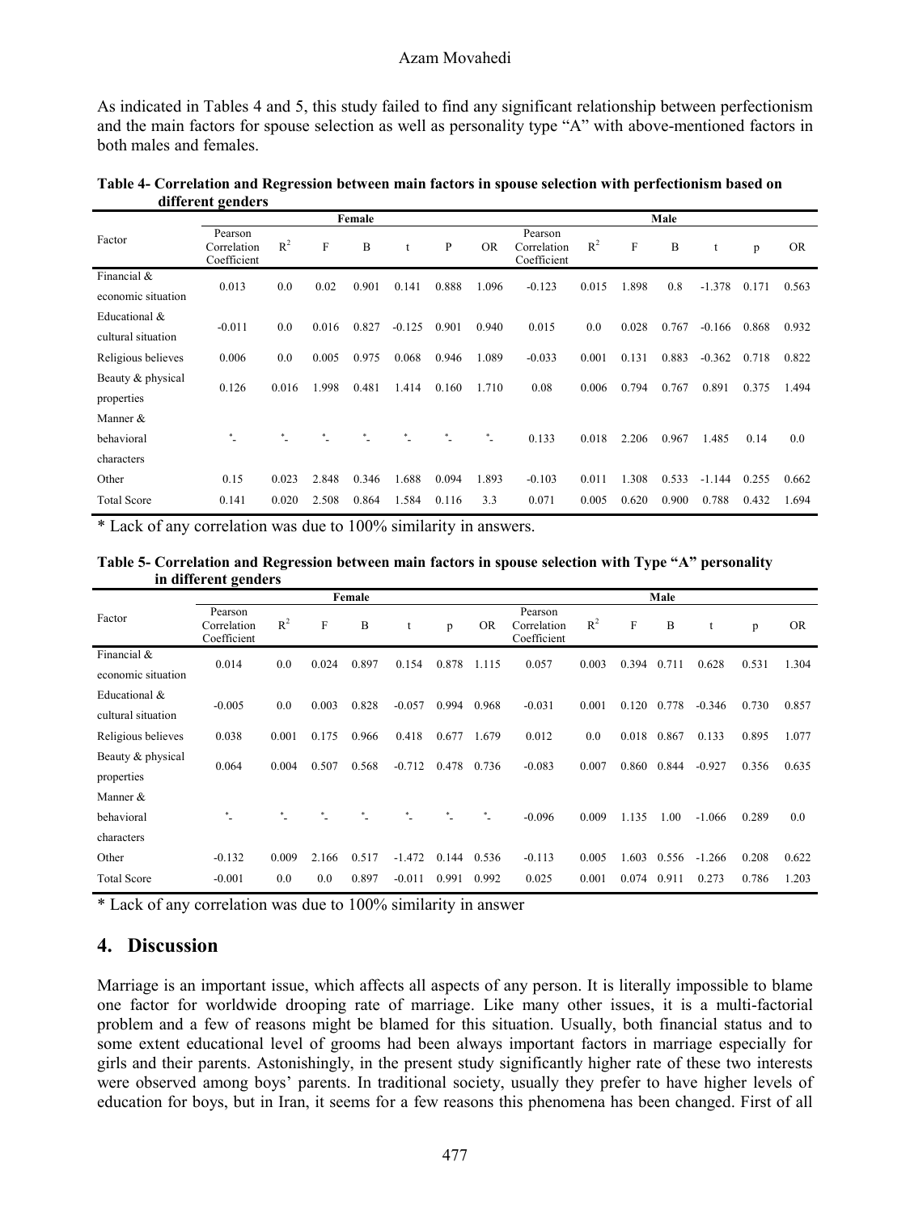As indicated in Tables 4 and 5, this study failed to find any significant relationship between perfectionism and the main factors for spouse selection as well as personality type "A" with above-mentioned factors in both males and females.

**Table 4- Correlation and Regression between main factors in spouse selection with perfectionism based on different genders**

| Factor | Female | | | | | | | Male | | | | | | |
|---|---|---|---|---|---|---|---|---|---|---|---|---|---|---|
| | Pearson Correlation Coefficient | $R^2$ | F | B | t | P | OR | Pearson Correlation Coefficient | $R^2$ | F | B | t | p | OR |
| Financial & economic situation | 0.013 | 0.0 | 0.02 | 0.901 | 0.141 | 0.888 | 1.096 | -0.123 | 0.015 | 1.898 | 0.8 | -1.378 | 0.171 | 0.563 |
| Educational & cultural situation | -0.011 | 0.0 | 0.016 | 0.827 | -0.125 | 0.901 | 0.940 | 0.015 | 0.0 | 0.028 | 0.767 | -0.166 | 0.868 | 0.932 |
| Religious believes | 0.006 | 0.0 | 0.005 | 0.975 | 0.068 | 0.946 | 1.089 | -0.033 | 0.001 | 0.131 | 0.883 | -0.362 | 0.718 | 0.822 |
| Beauty & physical properties | 0.126 | 0.016 | 1.998 | 0.481 | 1.414 | 0.160 | 1.710 | 0.08 | 0.006 | 0.794 | 0.767 | 0.891 | 0.375 | 1.494 |
| Manner & behavioral characters | *- | *- | *- | *- | *- | *- | *- | 0.133 | 0.018 | 2.206 | 0.967 | 1.485 | 0.14 | 0.0 |
| Other | 0.15 | 0.023 | 2.848 | 0.346 | 1.688 | 0.094 | 1.893 | -0.103 | 0.011 | 1.308 | 0.533 | -1.144 | 0.255 | 0.662 |
| Total Score | 0.141 | 0.020 | 2.508 | 0.864 | 1.584 | 0.116 | 3.3 | 0.071 | 0.005 | 0.620 | 0.900 | 0.788 | 0.432 | 1.694 |

\* Lack of any correlation was due to 100% similarity in answers.

**Table 5- Correlation and Regression between main factors in spouse selection with Type "A" personality in different genders**

| Factor | Female | | | | | | | Male | | | | | | |
|---|---|---|---|---|---|---|---|---|---|---|---|---|---|---|
| | Pearson Correlation Coefficient | $R^2$ | F | B | t | p | OR | Pearson Correlation Coefficient | $R^2$ | F | B | t | p | OR |
| Financial & economic situation | 0.014 | 0.0 | 0.024 | 0.897 | 0.154 | 0.878 | 1.115 | 0.057 | 0.003 | 0.394 | 0.711 | 0.628 | 0.531 | 1.304 |
| Educational & cultural situation | -0.005 | 0.0 | 0.003 | 0.828 | -0.057 | 0.994 | 0.968 | -0.031 | 0.001 | 0.120 | 0.778 | -0.346 | 0.730 | 0.857 |
| Religious believes | 0.038 | 0.001 | 0.175 | 0.966 | 0.418 | 0.677 | 1.679 | 0.012 | 0.0 | 0.018 | 0.867 | 0.133 | 0.895 | 1.077 |
| Beauty & physical properties | 0.064 | 0.004 | 0.507 | 0.568 | -0.712 | 0.478 | 0.736 | -0.083 | 0.007 | 0.860 | 0.844 | -0.927 | 0.356 | 0.635 |
| Manner & behavioral characters | *- | *- | *- | *- | *- | *- | *- | -0.096 | 0.009 | 1.135 | 1.00 | -1.066 | 0.289 | 0.0 |
| Other | -0.132 | 0.009 | 2.166 | 0.517 | -1.472 | 0.144 | 0.536 | -0.113 | 0.005 | 1.603 | 0.556 | -1.266 | 0.208 | 0.622 |
| Total Score | -0.001 | 0.0 | 0.0 | 0.897 | -0.011 | 0.991 | 0.992 | 0.025 | 0.001 | 0.074 | 0.911 | 0.273 | 0.786 | 1.203 |

\* Lack of any correlation was due to 100% similarity in answer

## 4. Discussion

Marriage is an important issue, which affects all aspects of any person. It is literally impossible to blame one factor for worldwide drooping rate of marriage. Like many other issues, it is a multi-factorial problem and a few of reasons might be blamed for this situation. Usually, both financial status and to some extent educational level of grooms had been always important factors in marriage especially for girls and their parents. Astonishingly, in the present study significantly higher rate of these two interests were observed among boys' parents. In traditional society, usually they prefer to have higher levels of education for boys, but in Iran, it seems for a few reasons this phenomena has been changed. First of all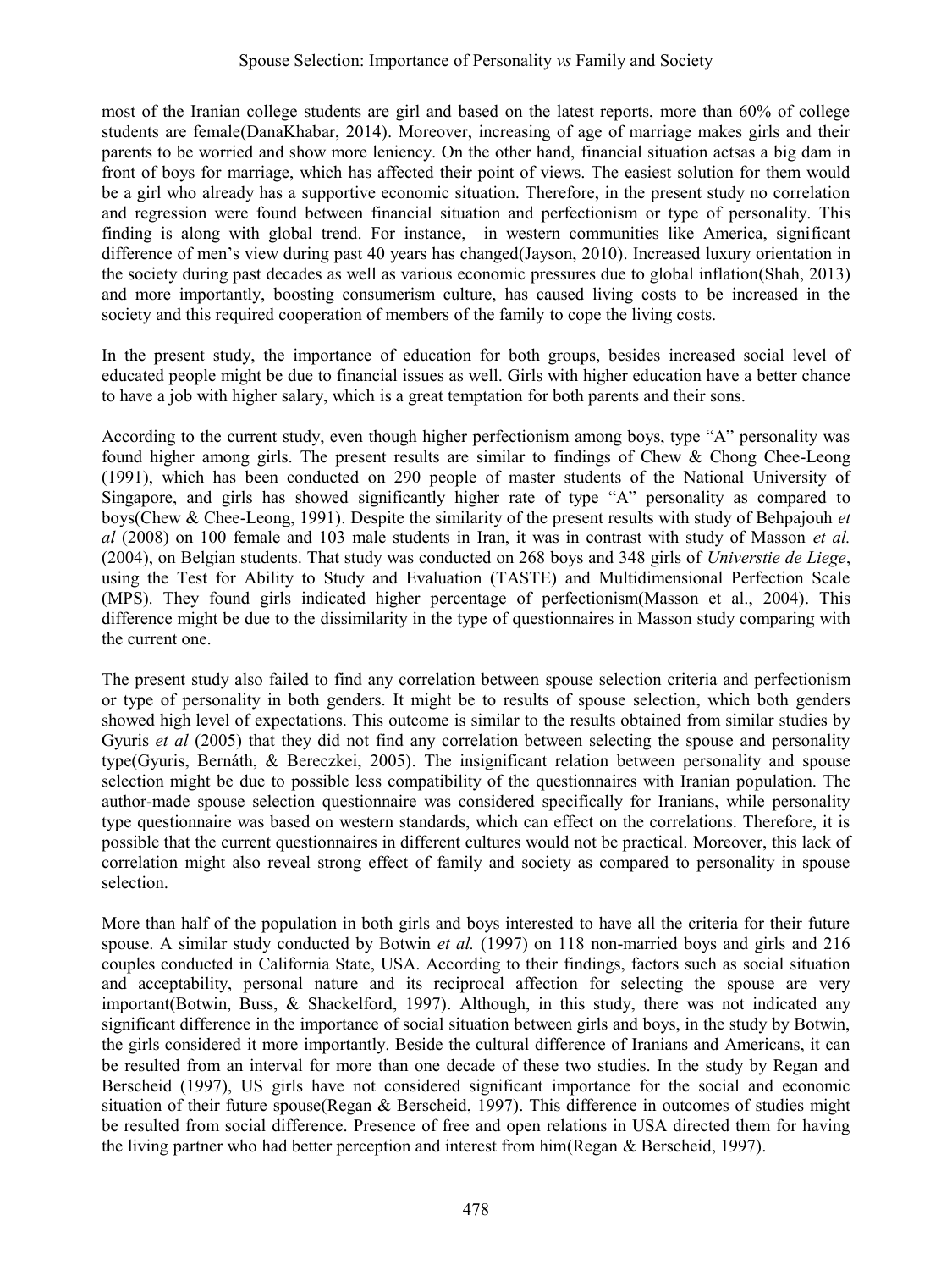most of the Iranian college students are girl and based on the latest reports, more than 60% of college students are female(DanaKhabar, 2014). Moreover, increasing of age of marriage makes girls and their parents to be worried and show more leniency. On the other hand, financial situation actsas a big dam in front of boys for marriage, which has affected their point of views. The easiest solution for them would be a girl who already has a supportive economic situation. Therefore, in the present study no correlation and regression were found between financial situation and perfectionism or type of personality. This finding is along with global trend. For instance, in western communities like America, significant difference of men's view during past 40 years has changed(Jayson, 2010). Increased luxury orientation in the society during past decades as well as various economic pressures due to global inflation(Shah, 2013) and more importantly, boosting consumerism culture, has caused living costs to be increased in the society and this required cooperation of members of the family to cope the living costs.

In the present study, the importance of education for both groups, besides increased social level of educated people might be due to financial issues as well. Girls with higher education have a better chance to have a job with higher salary, which is a great temptation for both parents and their sons.

According to the current study, even though higher perfectionism among boys, type "A" personality was found higher among girls. The present results are similar to findings of Chew & Chong Chee-Leong (1991), which has been conducted on 290 people of master students of the National University of Singapore, and girls has showed significantly higher rate of type "A" personality as compared to boys(Chew & Chee-Leong, 1991). Despite the similarity of the present results with study of Behpajouh *et al* (2008) on 100 female and 103 male students in Iran, it was in contrast with study of Masson *et al.* (2004), on Belgian students. That study was conducted on 268 boys and 348 girls of *Universtie de Liege*, using the Test for Ability to Study and Evaluation (TASTE) and Multidimensional Perfection Scale (MPS). They found girls indicated higher percentage of perfectionism(Masson et al., 2004). This difference might be due to the dissimilarity in the type of questionnaires in Masson study comparing with the current one.

The present study also failed to find any correlation between spouse selection criteria and perfectionism or type of personality in both genders. It might be to results of spouse selection, which both genders showed high level of expectations. This outcome is similar to the results obtained from similar studies by Gyuris *et al* (2005) that they did not find any correlation between selecting the spouse and personality type(Gyuris, Bernáth, & Bereczkei, 2005). The insignificant relation between personality and spouse selection might be due to possible less compatibility of the questionnaires with Iranian population. The author-made spouse selection questionnaire was considered specifically for Iranians, while personality type questionnaire was based on western standards, which can effect on the correlations. Therefore, it is possible that the current questionnaires in different cultures would not be practical. Moreover, this lack of correlation might also reveal strong effect of family and society as compared to personality in spouse selection.

More than half of the population in both girls and boys interested to have all the criteria for their future spouse. A similar study conducted by Botwin *et al.* (1997) on 118 non-married boys and girls and 216 couples conducted in California State, USA. According to their findings, factors such as social situation and acceptability, personal nature and its reciprocal affection for selecting the spouse are very important(Botwin, Buss, & Shackelford, 1997). Although, in this study, there was not indicated any significant difference in the importance of social situation between girls and boys, in the study by Botwin, the girls considered it more importantly. Beside the cultural difference of Iranians and Americans, it can be resulted from an interval for more than one decade of these two studies. In the study by Regan and Berscheid (1997), US girls have not considered significant importance for the social and economic situation of their future spouse(Regan & Berscheid, 1997). This difference in outcomes of studies might be resulted from social difference. Presence of free and open relations in USA directed them for having the living partner who had better perception and interest from him(Regan & Berscheid, 1997).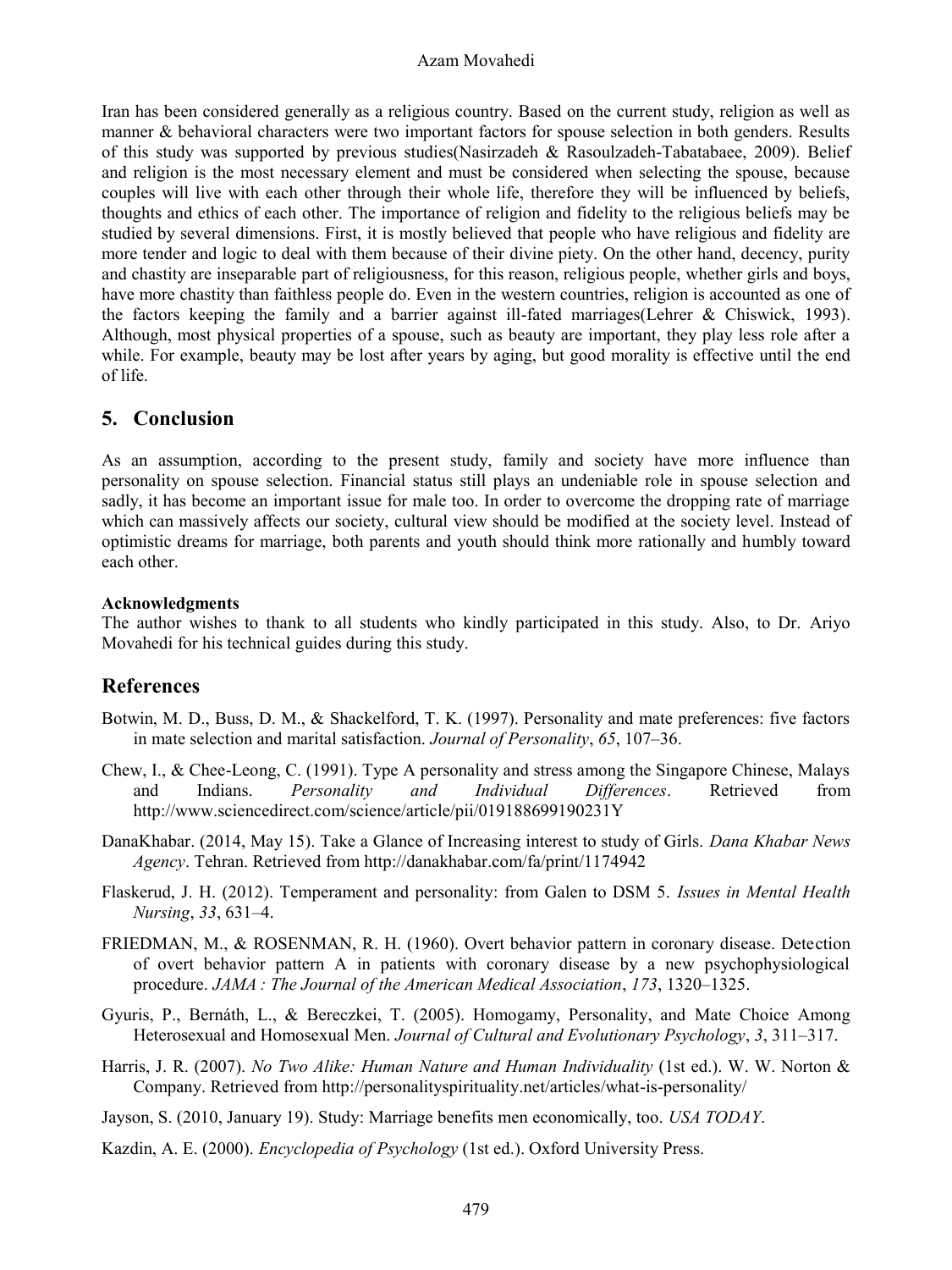Iran has been considered generally as a religious country. Based on the current study, religion as well as manner & behavioral characters were two important factors for spouse selection in both genders. Results of this study was supported by previous studies(Nasirzadeh & Rasoulzadeh-Tabatabaee, 2009). Belief and religion is the most necessary element and must be considered when selecting the spouse, because couples will live with each other through their whole life, therefore they will be influenced by beliefs, thoughts and ethics of each other. The importance of religion and fidelity to the religious beliefs may be studied by several dimensions. First, it is mostly believed that people who have religious and fidelity are more tender and logic to deal with them because of their divine piety. On the other hand, decency, purity and chastity are inseparable part of religiousness, for this reason, religious people, whether girls and boys, have more chastity than faithless people do. Even in the western countries, religion is accounted as one of the factors keeping the family and a barrier against ill-fated marriages(Lehrer & Chiswick, 1993). Although, most physical properties of a spouse, such as beauty are important, they play less role after a while. For example, beauty may be lost after years by aging, but good morality is effective until the end of life.

## 5. Conclusion

As an assumption, according to the present study, family and society have more influence than personality on spouse selection. Financial status still plays an undeniable role in spouse selection and sadly, it has become an important issue for male too. In order to overcome the dropping rate of marriage which can massively affects our society, cultural view should be modified at the society level. Instead of optimistic dreams for marriage, both parents and youth should think more rationally and humbly toward each other.

**Acknowledgments**

The author wishes to thank to all students who kindly participated in this study. Also, to Dr. Ariyo Movahedi for his technical guides during this study.

## References

Botwin, M. D., Buss, D. M., & Shackelford, T. K. (1997). Personality and mate preferences: five factors in mate selection and marital satisfaction. *Journal of Personality*, *65*, 107–36.

Chew, I., & Chee-Leong, C. (1991). Type A personality and stress among the Singapore Chinese, Malays and Indians. *Personality and Individual Differences*. Retrieved from http://www.sciencedirect.com/science/article/pii/019188699190231Y

DanaKhabar. (2014, May 15). Take a Glance of Increasing interest to study of Girls. *Dana Khabar News Agency*. Tehran. Retrieved from http://danakhabar.com/fa/print/1174942

Flaskerud, J. H. (2012). Temperament and personality: from Galen to DSM 5. *Issues in Mental Health Nursing*, *33*, 631–4.

FRIEDMAN, M., & ROSENMAN, R. H. (1960). Overt behavior pattern in coronary disease. Detection of overt behavior pattern A in patients with coronary disease by a new psychophysiological procedure. *JAMA : The Journal of the American Medical Association*, *173*, 1320–1325.

Gyuris, P., Bernáth, L., & Bereczkei, T. (2005). Homogamy, Personality, and Mate Choice Among Heterosexual and Homosexual Men. *Journal of Cultural and Evolutionary Psychology*, *3*, 311–317.

Harris, J. R. (2007). *No Two Alike: Human Nature and Human Individuality* (1st ed.). W. W. Norton & Company. Retrieved from http://personalityspirituality.net/articles/what-is-personality/

Jayson, S. (2010, January 19). Study: Marriage benefits men economically, too. *USA TODAY*.

Kazdin, A. E. (2000). *Encyclopedia of Psychology* (1st ed.). Oxford University Press.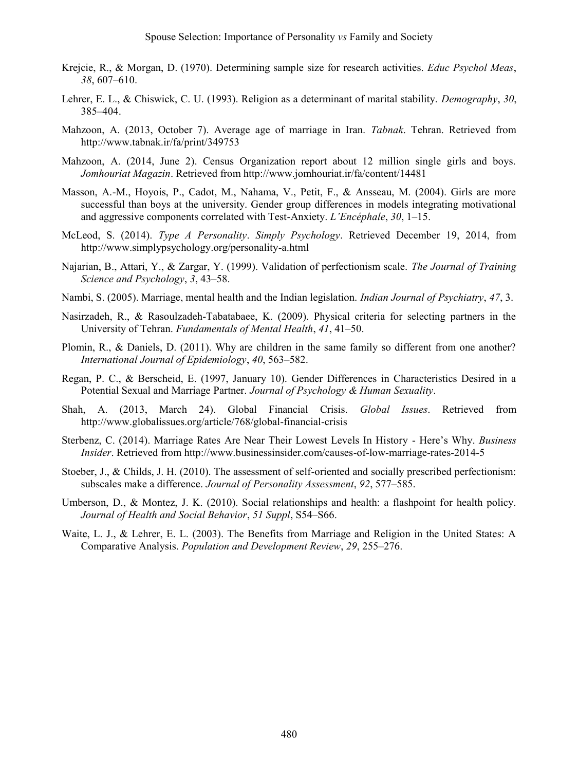Krejcie, R., & Morgan, D. (1970). Determining sample size for research activities. *Educ Psychol Meas*, *38*, 607–610.

Lehrer, E. L., & Chiswick, C. U. (1993). Religion as a determinant of marital stability. *Demography*, *30*, 385–404.

Mahzoon, A. (2013, October 7). Average age of marriage in Iran. *Tabnak*. Tehran. Retrieved from http://www.tabnak.ir/fa/print/349753

Mahzoon, A. (2014, June 2). Census Organization report about 12 million single girls and boys. *Jomhouriat Magazin*. Retrieved from http://www.jomhouriat.ir/fa/content/14481

Masson, A.-M., Hoyois, P., Cadot, M., Nahama, V., Petit, F., & Ansseau, M. (2004). Girls are more successful than boys at the university. Gender group differences in models integrating motivational and aggressive components correlated with Test-Anxiety. *L'Encéphale*, *30*, 1–15.

McLeod, S. (2014). *Type A Personality*. *Simply Psychology*. Retrieved December 19, 2014, from http://www.simplypsychology.org/personality-a.html

Najarian, B., Attari, Y., & Zargar, Y. (1999). Validation of perfectionism scale. *The Journal of Training Science and Psychology*, *3*, 43–58.

Nambi, S. (2005). Marriage, mental health and the Indian legislation. *Indian Journal of Psychiatry*, *47*, 3.

Nasirzadeh, R., & Rasoulzadeh-Tabatabaee, K. (2009). Physical criteria for selecting partners in the University of Tehran. *Fundamentals of Mental Health*, *41*, 41–50.

Plomin, R., & Daniels, D. (2011). Why are children in the same family so different from one another? *International Journal of Epidemiology*, *40*, 563–582.

Regan, P. C., & Berscheid, E. (1997, January 10). Gender Differences in Characteristics Desired in a Potential Sexual and Marriage Partner. *Journal of Psychology & Human Sexuality*.

Shah, A. (2013, March 24). Global Financial Crisis. *Global Issues*. Retrieved from http://www.globalissues.org/article/768/global-financial-crisis

Sterbenz, C. (2014). Marriage Rates Are Near Their Lowest Levels In History - Here's Why. *Business Insider*. Retrieved from http://www.businessinsider.com/causes-of-low-marriage-rates-2014-5

Stoeber, J., & Childs, J. H. (2010). The assessment of self-oriented and socially prescribed perfectionism: subscales make a difference. *Journal of Personality Assessment*, *92*, 577–585.

Umberson, D., & Montez, J. K. (2010). Social relationships and health: a flashpoint for health policy. *Journal of Health and Social Behavior*, *51 Suppl*, S54–S66.

Waite, L. J., & Lehrer, E. L. (2003). The Benefits from Marriage and Religion in the United States: A Comparative Analysis. *Population and Development Review*, *29*, 255–276.